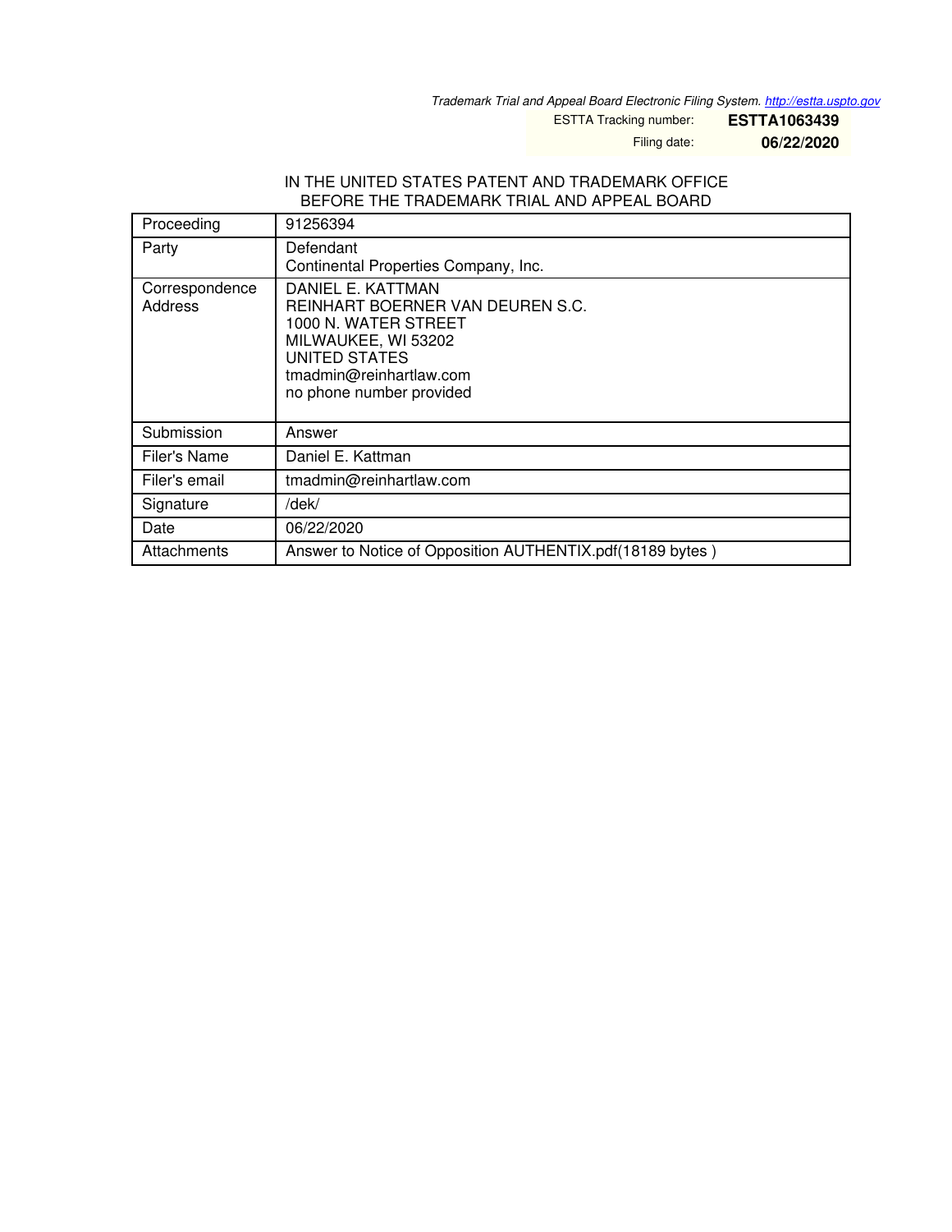*Trademark Trial and Appeal Board Electronic Filing System. http://estta.uspto.gov*

| | |
|---|---|
| ESTTA Tracking number: | **ESTTA1063439** |
| Filing date: | **06/22/2020** |

IN THE UNITED STATES PATENT AND TRADEMARK OFFICE
BEFORE THE TRADEMARK TRIAL AND APPEAL BOARD

| | |
|---|---|
| Proceeding | 91256394 |
| Party | Defendant<br>Continental Properties Company, Inc. |
| Correspondence Address | DANIEL E. KATTMAN<br>REINHART BOERNER VAN DEUREN S.C.<br>1000 N. WATER STREET<br>MILWAUKEE, WI 53202<br>UNITED STATES<br>tmadmin@reinhartlaw.com<br>no phone number provided |
| Submission | Answer |
| Filer's Name | Daniel E. Kattman |
| Filer's email | tmadmin@reinhartlaw.com |
| Signature | /dek/ |
| Date | 06/22/2020 |
| Attachments | Answer to Notice of Opposition AUTHENTIX.pdf(18189 bytes ) |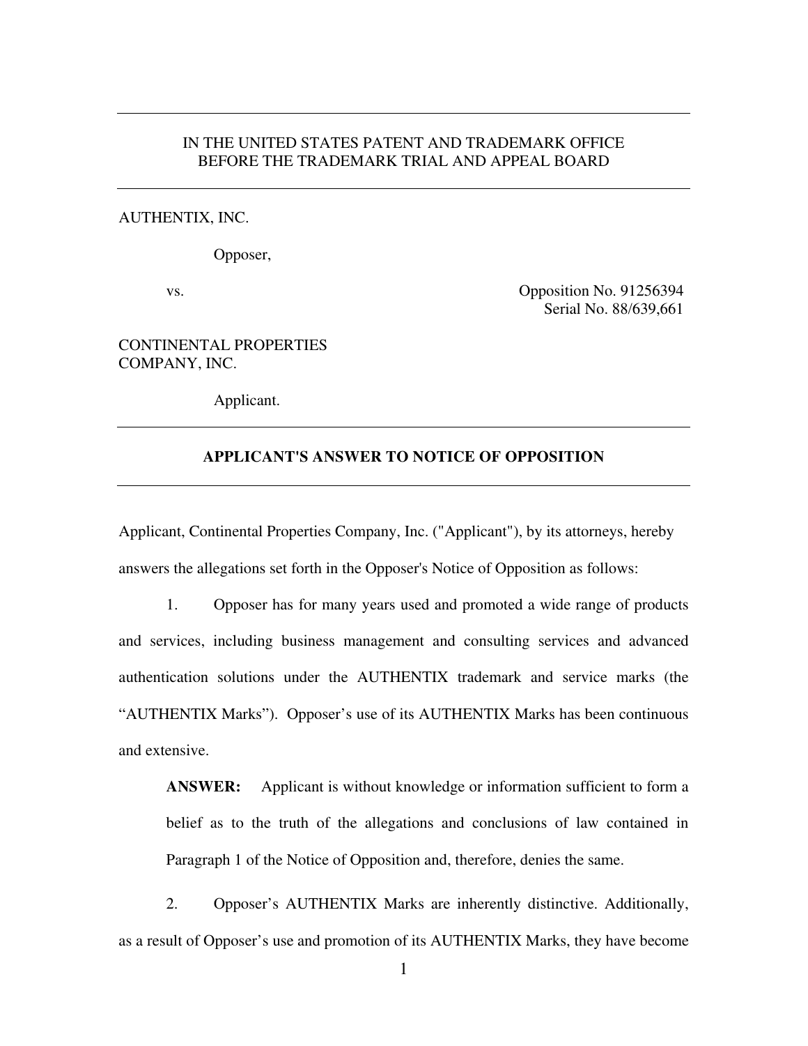IN THE UNITED STATES PATENT AND TRADEMARK OFFICE
BEFORE THE TRADEMARK TRIAL AND APPEAL BOARD

---

AUTHENTIX, INC.

Opposer,

vs. Opposition No. 91256394
Serial No. 88/639,661

CONTINENTAL PROPERTIES
COMPANY, INC.

Applicant.

---

**APPLICANT'S ANSWER TO NOTICE OF OPPOSITION**

---

Applicant, Continental Properties Company, Inc. ("Applicant"), by its attorneys, hereby answers the allegations set forth in the Opposer's Notice of Opposition as follows:

1. Opposer has for many years used and promoted a wide range of products and services, including business management and consulting services and advanced authentication solutions under the AUTHENTIX trademark and service marks (the "AUTHENTIX Marks"). Opposer's use of its AUTHENTIX Marks has been continuous and extensive.

**ANSWER:** Applicant is without knowledge or information sufficient to form a belief as to the truth of the allegations and conclusions of law contained in Paragraph 1 of the Notice of Opposition and, therefore, denies the same.

2. Opposer's AUTHENTIX Marks are inherently distinctive. Additionally, as a result of Opposer's use and promotion of its AUTHENTIX Marks, they have become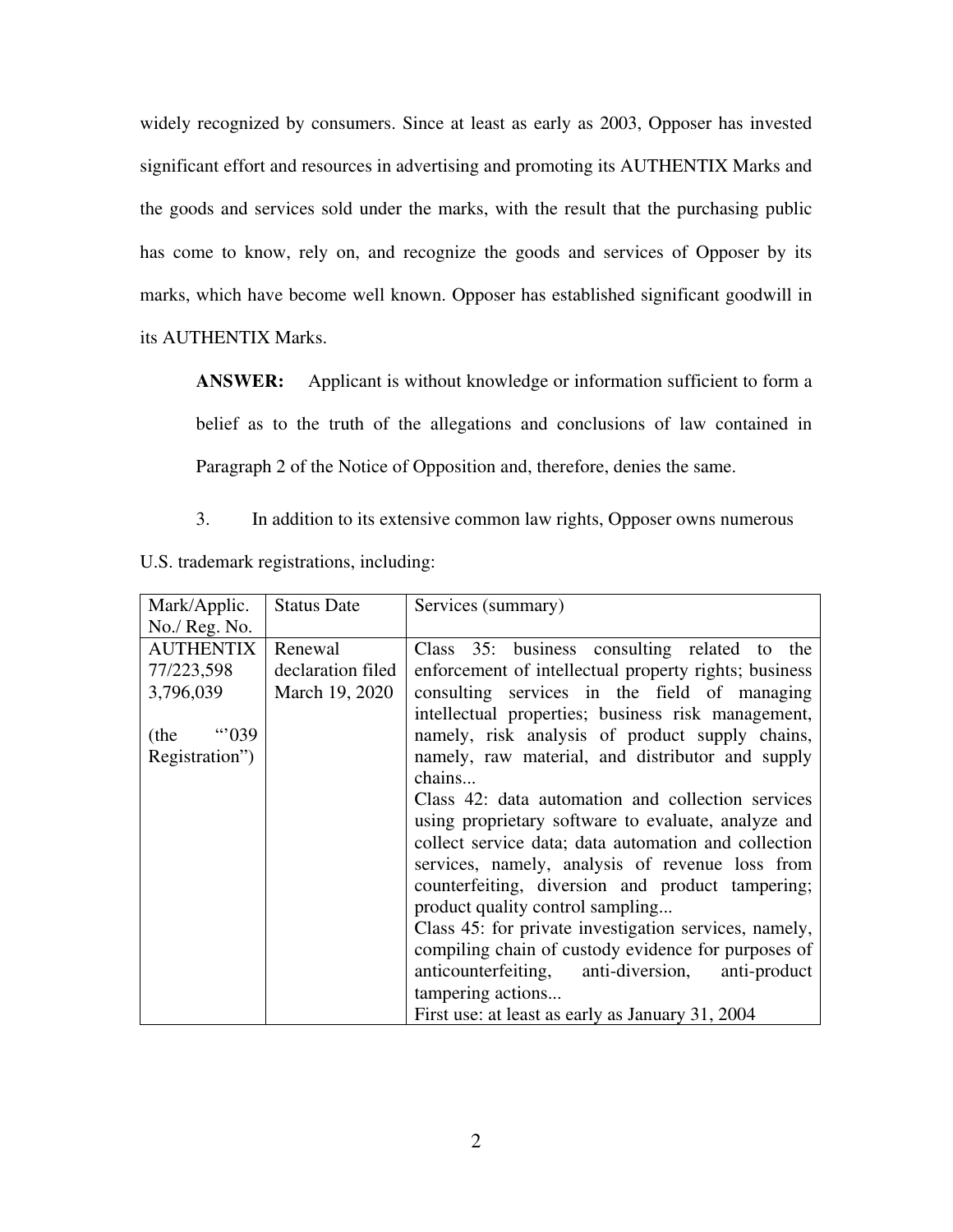widely recognized by consumers. Since at least as early as 2003, Opposer has invested significant effort and resources in advertising and promoting its AUTHENTIX Marks and the goods and services sold under the marks, with the result that the purchasing public has come to know, rely on, and recognize the goods and services of Opposer by its marks, which have become well known. Opposer has established significant goodwill in its AUTHENTIX Marks.

**ANSWER:** Applicant is without knowledge or information sufficient to form a belief as to the truth of the allegations and conclusions of law contained in Paragraph 2 of the Notice of Opposition and, therefore, denies the same.

3. In addition to its extensive common law rights, Opposer owns numerous U.S. trademark registrations, including:

| Mark/Applic. No./ Reg. No. | Status Date | Services (summary) |
| --- | --- | --- |
| AUTHENTIX 77/223,598 3,796,039 (the "'039 Registration") | Renewal declaration filed March 19, 2020 | Class 35: business consulting related to the enforcement of intellectual property rights; business consulting services in the field of managing intellectual properties; business risk management, namely, risk analysis of product supply chains, namely, raw material, and distributor and supply chains... Class 42: data automation and collection services using proprietary software to evaluate, analyze and collect service data; data automation and collection services, namely, analysis of revenue loss from counterfeiting, diversion and product tampering; product quality control sampling... Class 45: for private investigation services, namely, compiling chain of custody evidence for purposes of anticounterfeiting, anti-diversion, anti-product tampering actions... First use: at least as early as January 31, 2004 |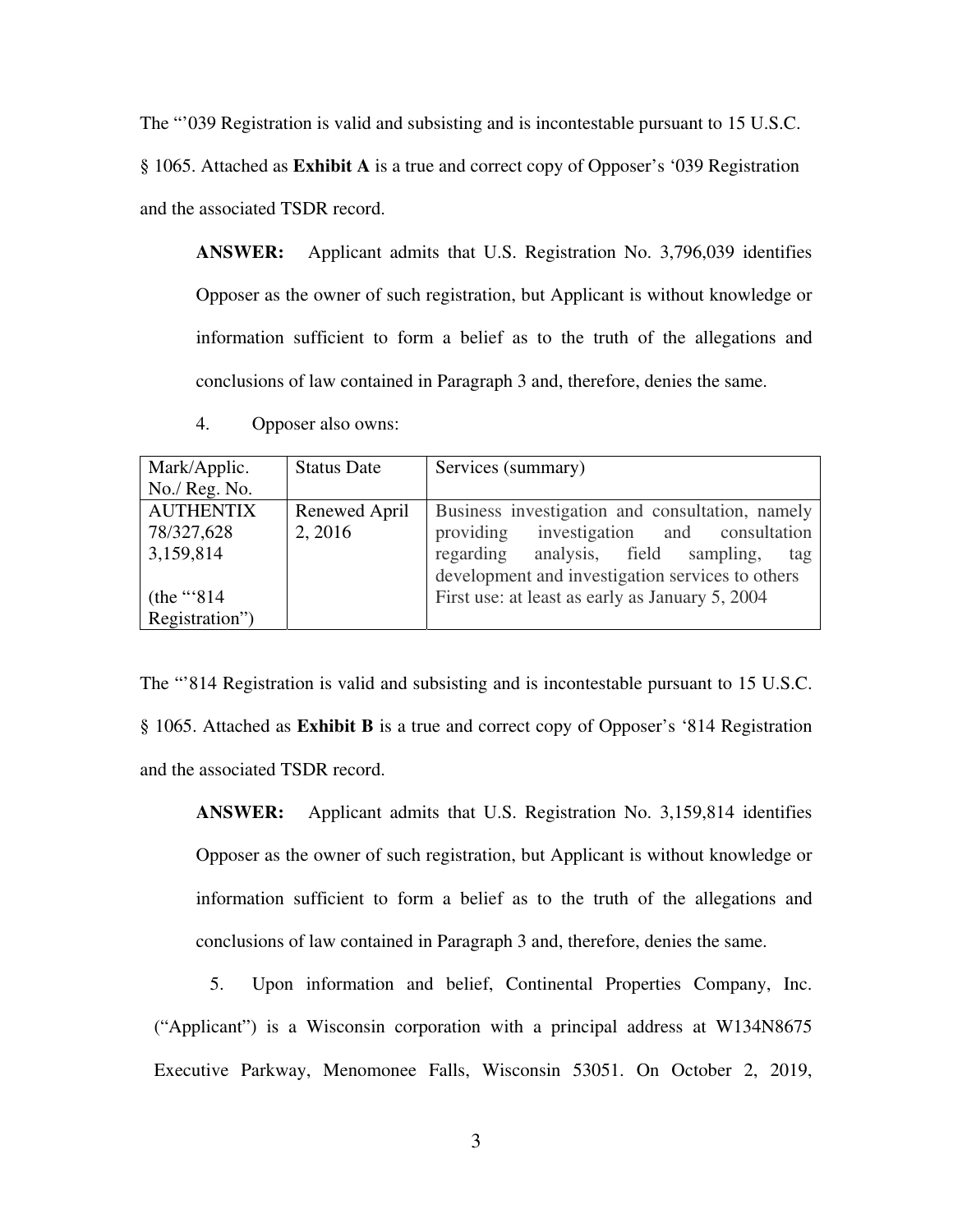The "'039 Registration is valid and subsisting and is incontestable pursuant to 15 U.S.C. § 1065. Attached as **Exhibit A** is a true and correct copy of Opposer's '039 Registration and the associated TSDR record.

> **ANSWER:** Applicant admits that U.S. Registration No. 3,796,039 identifies Opposer as the owner of such registration, but Applicant is without knowledge or information sufficient to form a belief as to the truth of the allegations and conclusions of law contained in Paragraph 3 and, therefore, denies the same.

4. Opposer also owns:

| Mark/Applic. No./ Reg. No. | Status Date | Services (summary) |
|---|---|---|
| AUTHENTIX 78/327,628 3,159,814 (the "'814 Registration") | Renewed April 2, 2016 | Business investigation and consultation, namely providing investigation and consultation regarding analysis, field sampling, tag development and investigation services to others First use: at least as early as January 5, 2004 |

The "'814 Registration is valid and subsisting and is incontestable pursuant to 15 U.S.C. § 1065. Attached as **Exhibit B** is a true and correct copy of Opposer's '814 Registration and the associated TSDR record.

> **ANSWER:** Applicant admits that U.S. Registration No. 3,159,814 identifies Opposer as the owner of such registration, but Applicant is without knowledge or information sufficient to form a belief as to the truth of the allegations and conclusions of law contained in Paragraph 3 and, therefore, denies the same.

5. Upon information and belief, Continental Properties Company, Inc. ("Applicant") is a Wisconsin corporation with a principal address at W134N8675 Executive Parkway, Menomonee Falls, Wisconsin 53051. On October 2, 2019,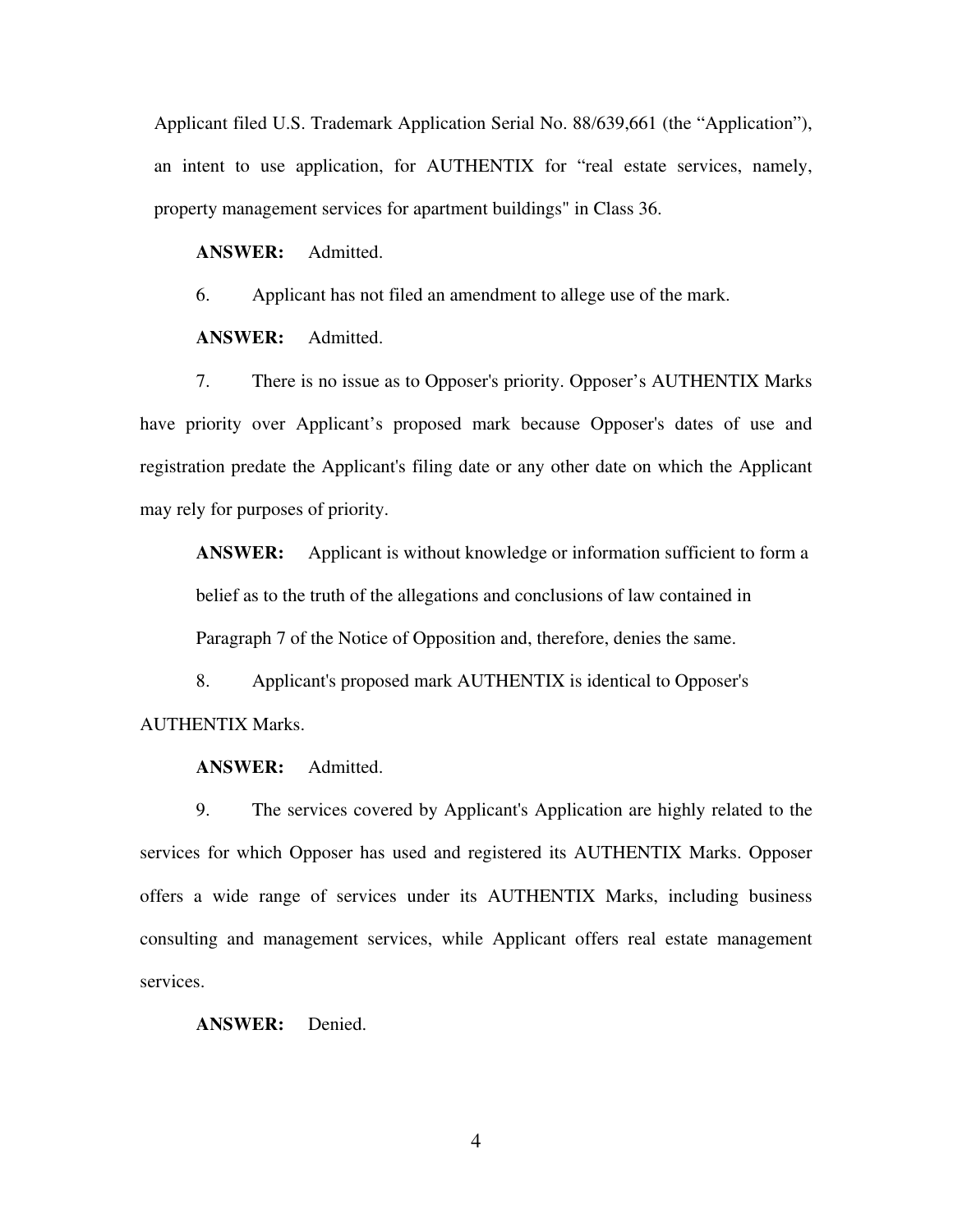Applicant filed U.S. Trademark Application Serial No. 88/639,661 (the "Application"), an intent to use application, for AUTHENTIX for "real estate services, namely, property management services for apartment buildings" in Class 36.

**ANSWER:** Admitted.

6. Applicant has not filed an amendment to allege use of the mark.

**ANSWER:** Admitted.

7. There is no issue as to Opposer's priority. Opposer's AUTHENTIX Marks have priority over Applicant's proposed mark because Opposer's dates of use and registration predate the Applicant's filing date or any other date on which the Applicant may rely for purposes of priority.

**ANSWER:** Applicant is without knowledge or information sufficient to form a belief as to the truth of the allegations and conclusions of law contained in Paragraph 7 of the Notice of Opposition and, therefore, denies the same.

8. Applicant's proposed mark AUTHENTIX is identical to Opposer's AUTHENTIX Marks.

**ANSWER:** Admitted.

9. The services covered by Applicant's Application are highly related to the services for which Opposer has used and registered its AUTHENTIX Marks. Opposer offers a wide range of services under its AUTHENTIX Marks, including business consulting and management services, while Applicant offers real estate management services.

**ANSWER:** Denied.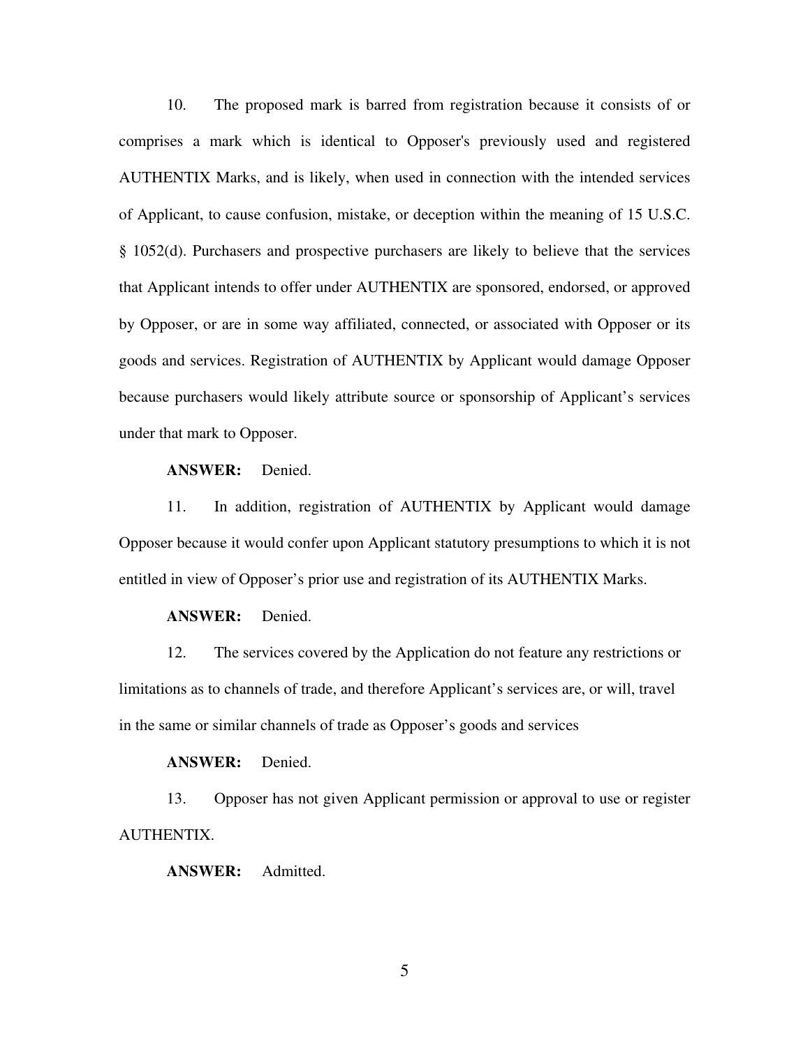10. The proposed mark is barred from registration because it consists of or comprises a mark which is identical to Opposer's previously used and registered AUTHENTIX Marks, and is likely, when used in connection with the intended services of Applicant, to cause confusion, mistake, or deception within the meaning of 15 U.S.C. § 1052(d). Purchasers and prospective purchasers are likely to believe that the services that Applicant intends to offer under AUTHENTIX are sponsored, endorsed, or approved by Opposer, or are in some way affiliated, connected, or associated with Opposer or its goods and services. Registration of AUTHENTIX by Applicant would damage Opposer because purchasers would likely attribute source or sponsorship of Applicant's services under that mark to Opposer.

**ANSWER:** Denied.

11. In addition, registration of AUTHENTIX by Applicant would damage Opposer because it would confer upon Applicant statutory presumptions to which it is not entitled in view of Opposer's prior use and registration of its AUTHENTIX Marks.

**ANSWER:** Denied.

12. The services covered by the Application do not feature any restrictions or limitations as to channels of trade, and therefore Applicant's services are, or will, travel in the same or similar channels of trade as Opposer's goods and services

**ANSWER:** Denied.

13. Opposer has not given Applicant permission or approval to use or register AUTHENTIX.

**ANSWER:** Admitted.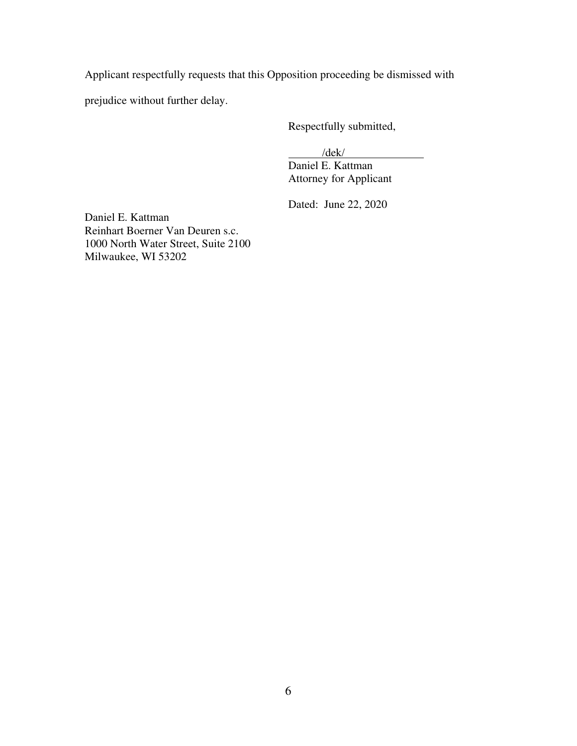Applicant respectfully requests that this Opposition proceeding be dismissed with prejudice without further delay.

Respectfully submitted,

/dek/
Daniel E. Kattman
Attorney for Applicant

Dated: June 22, 2020

Daniel E. Kattman
Reinhart Boerner Van Deuren s.c.
1000 North Water Street, Suite 2100
Milwaukee, WI 53202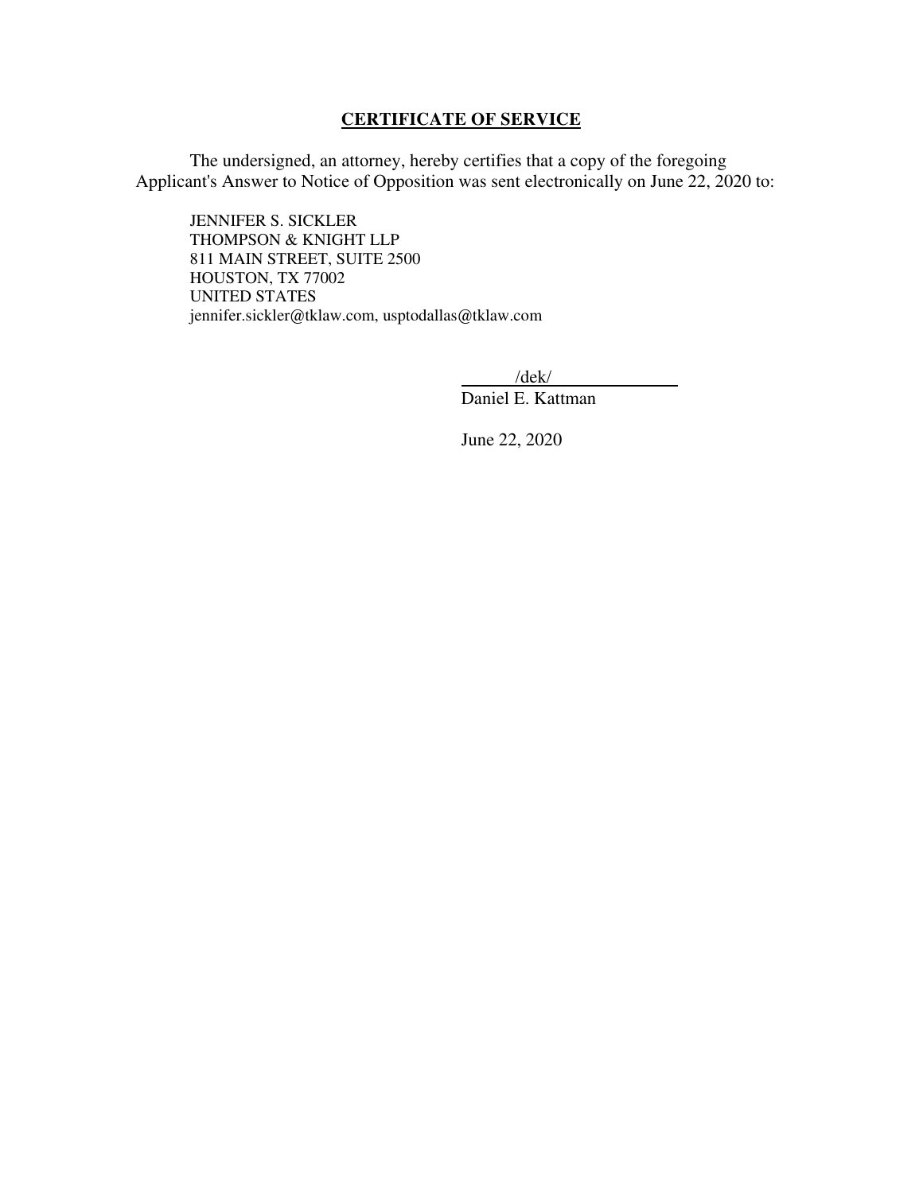## CERTIFICATE OF SERVICE

The undersigned, an attorney, hereby certifies that a copy of the foregoing Applicant's Answer to Notice of Opposition was sent electronically on June 22, 2020 to:

JENNIFER S. SICKLER
THOMPSON & KNIGHT LLP
811 MAIN STREET, SUITE 2500
HOUSTON, TX 77002
UNITED STATES
jennifer.sickler@tklaw.com, usptodallas@tklaw.com

/dek/
Daniel E. Kattman

June 22, 2020